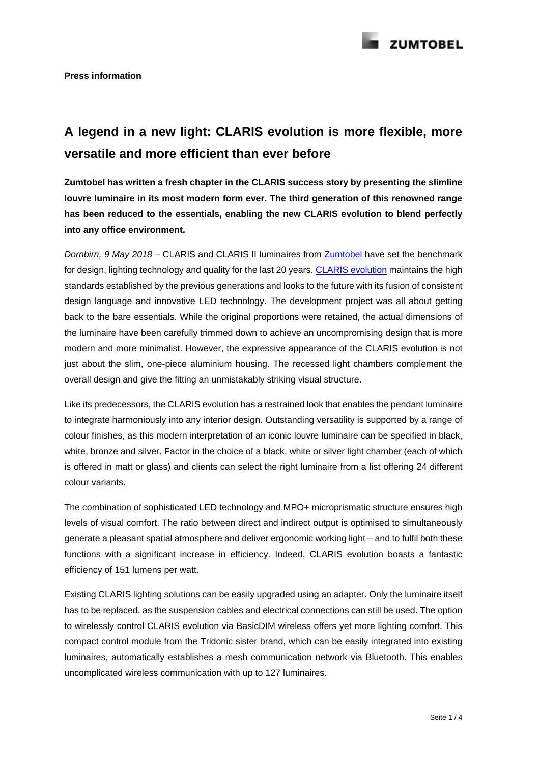ZUMTOBEL

**Press information**

# A legend in a new light: CLARIS evolution is more flexible, more versatile and more efficient than ever before

**Zumtobel has written a fresh chapter in the CLARIS success story by presenting the slimline louvre luminaire in its most modern form ever. The third generation of this renowned range has been reduced to the essentials, enabling the new CLARIS evolution to blend perfectly into any office environment.**

*Dornbirn, 9 May 2018* – CLARIS and CLARIS II luminaires from Zumtobel have set the benchmark for design, lighting technology and quality for the last 20 years. CLARIS evolution maintains the high standards established by the previous generations and looks to the future with its fusion of consistent design language and innovative LED technology. The development project was all about getting back to the bare essentials. While the original proportions were retained, the actual dimensions of the luminaire have been carefully trimmed down to achieve an uncompromising design that is more modern and more minimalist. However, the expressive appearance of the CLARIS evolution is not just about the slim, one-piece aluminium housing. The recessed light chambers complement the overall design and give the fitting an unmistakably striking visual structure.

Like its predecessors, the CLARIS evolution has a restrained look that enables the pendant luminaire to integrate harmoniously into any interior design. Outstanding versatility is supported by a range of colour finishes, as this modern interpretation of an iconic louvre luminaire can be specified in black, white, bronze and silver. Factor in the choice of a black, white or silver light chamber (each of which is offered in matt or glass) and clients can select the right luminaire from a list offering 24 different colour variants.

The combination of sophisticated LED technology and MPO+ microprismatic structure ensures high levels of visual comfort. The ratio between direct and indirect output is optimised to simultaneously generate a pleasant spatial atmosphere and deliver ergonomic working light – and to fulfil both these functions with a significant increase in efficiency. Indeed, CLARIS evolution boasts a fantastic efficiency of 151 lumens per watt.

Existing CLARIS lighting solutions can be easily upgraded using an adapter. Only the luminaire itself has to be replaced, as the suspension cables and electrical connections can still be used. The option to wirelessly control CLARIS evolution via BasicDIM wireless offers yet more lighting comfort. This compact control module from the Tridonic sister brand, which can be easily integrated into existing luminaires, automatically establishes a mesh communication network via Bluetooth. This enables uncomplicated wireless communication with up to 127 luminaires.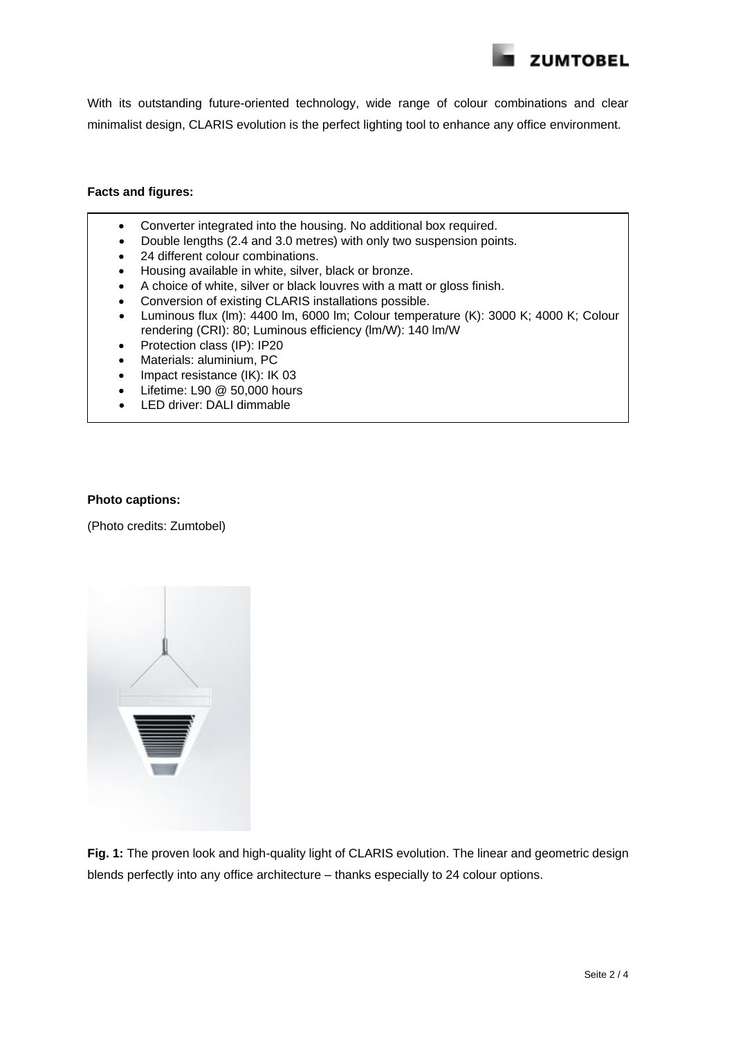With its outstanding future-oriented technology, wide range of colour combinations and clear minimalist design, CLARIS evolution is the perfect lighting tool to enhance any office environment.

**Facts and figures:**

- Converter integrated into the housing. No additional box required.
- Double lengths (2.4 and 3.0 metres) with only two suspension points.
- 24 different colour combinations.
- Housing available in white, silver, black or bronze.
- A choice of white, silver or black louvres with a matt or gloss finish.
- Conversion of existing CLARIS installations possible.
- Luminous flux (lm): 4400 lm, 6000 lm; Colour temperature (K): 3000 K; 4000 K; Colour rendering (CRI): 80; Luminous efficiency (lm/W): 140 lm/W
- Protection class (IP): IP20
- Materials: aluminium, PC
- Impact resistance (IK): IK 03
- Lifetime: L90 @ 50,000 hours
- LED driver: DALI dimmable

**Photo captions:**

(Photo credits: Zumtobel)

**Fig. 1:** The proven look and high-quality light of CLARIS evolution. The linear and geometric design blends perfectly into any office architecture – thanks especially to 24 colour options.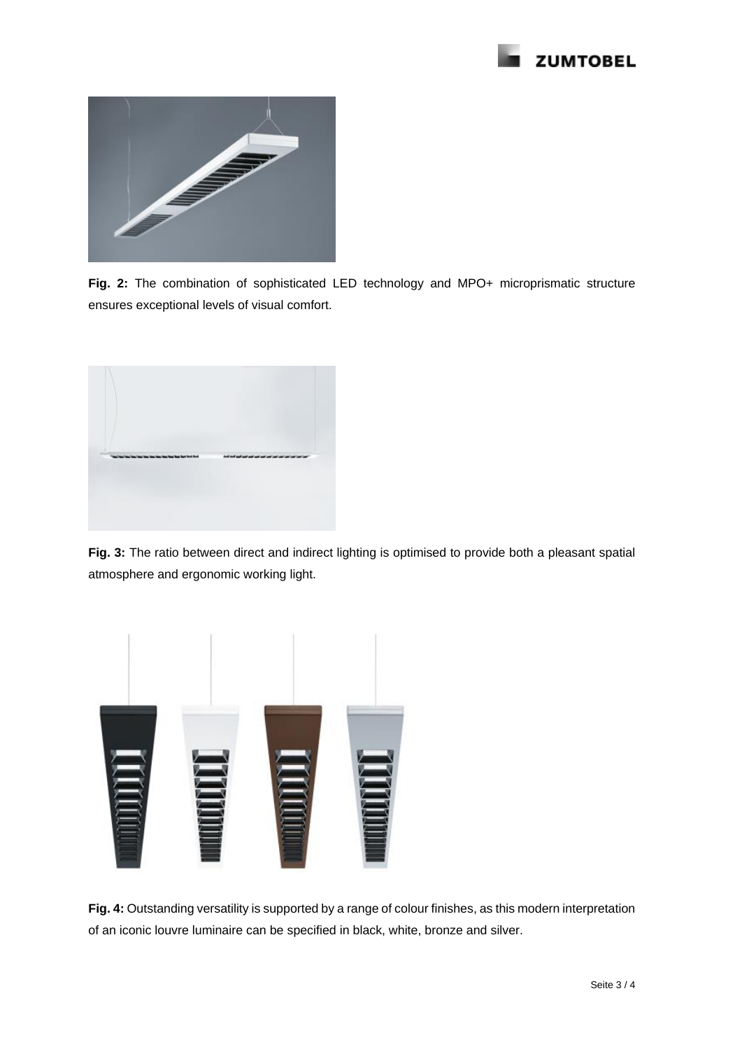**Fig. 2:** The combination of sophisticated LED technology and MPO+ microprismatic structure ensures exceptional levels of visual comfort.

**Fig. 3:** The ratio between direct and indirect lighting is optimised to provide both a pleasant spatial atmosphere and ergonomic working light.

**Fig. 4:** Outstanding versatility is supported by a range of colour finishes, as this modern interpretation of an iconic louvre luminaire can be specified in black, white, bronze and silver.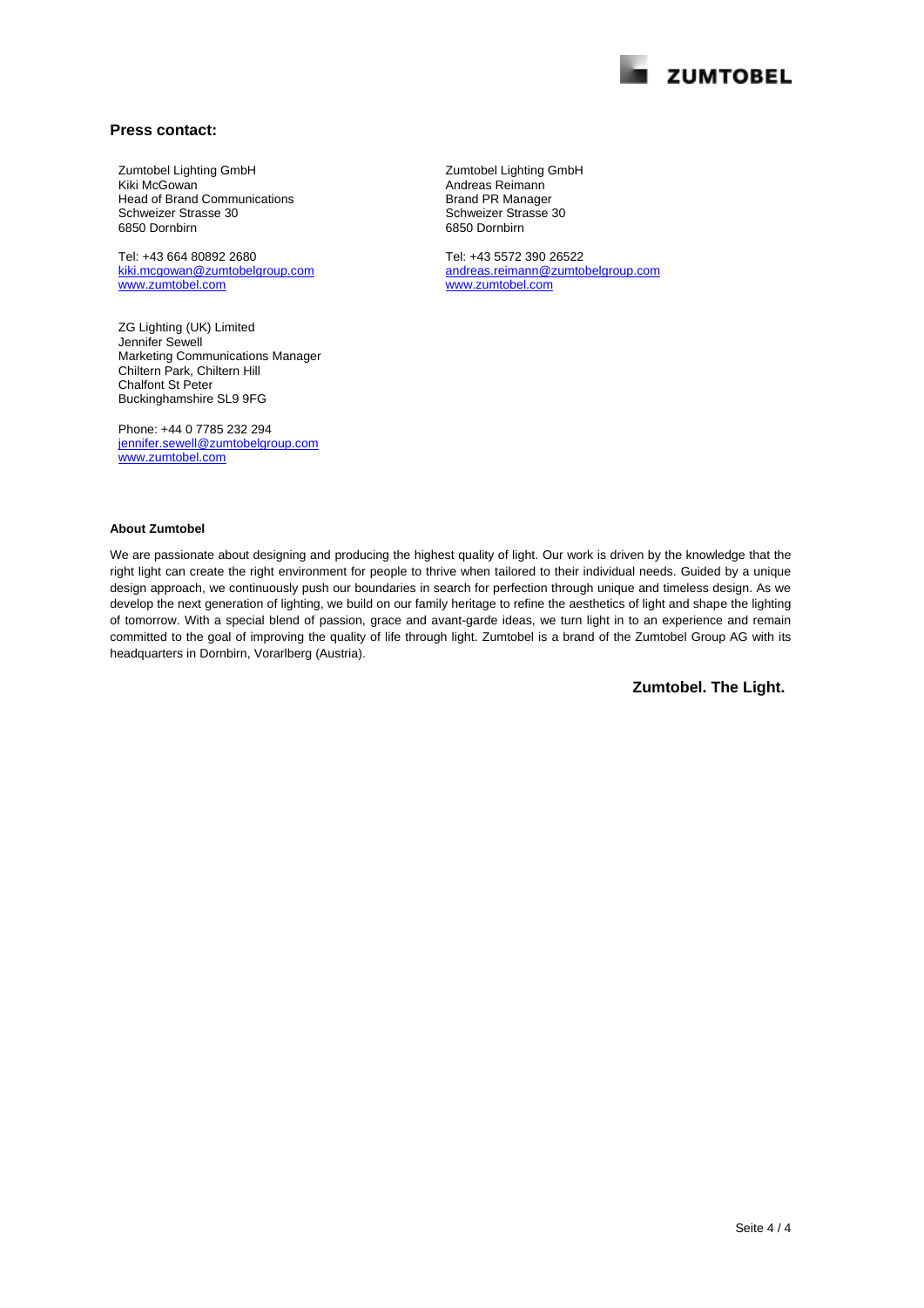## Press contact:

Zumtobel Lighting GmbH
Kiki McGowan
Head of Brand Communications
Schweizer Strasse 30
6850 Dornbirn

Tel: +43 664 80892 2680
kiki.mcgowan@zumtobelgroup.com
www.zumtobel.com

Zumtobel Lighting GmbH
Andreas Reimann
Brand PR Manager
Schweizer Strasse 30
6850 Dornbirn

Tel: +43 5572 390 26522
andreas.reimann@zumtobelgroup.com
www.zumtobel.com

ZG Lighting (UK) Limited
Jennifer Sewell
Marketing Communications Manager
Chiltern Park, Chiltern Hill
Chalfont St Peter
Buckinghamshire SL9 9FG

Phone: +44 0 7785 232 294
jennifer.sewell@zumtobelgroup.com
www.zumtobel.com

**About Zumtobel**

We are passionate about designing and producing the highest quality of light. Our work is driven by the knowledge that the right light can create the right environment for people to thrive when tailored to their individual needs. Guided by a unique design approach, we continuously push our boundaries in search for perfection through unique and timeless design. As we develop the next generation of lighting, we build on our family heritage to refine the aesthetics of light and shape the lighting of tomorrow. With a special blend of passion, grace and avant-garde ideas, we turn light in to an experience and remain committed to the goal of improving the quality of life through light. Zumtobel is a brand of the Zumtobel Group AG with its headquarters in Dornbirn, Vorarlberg (Austria).

**Zumtobel. The Light.**